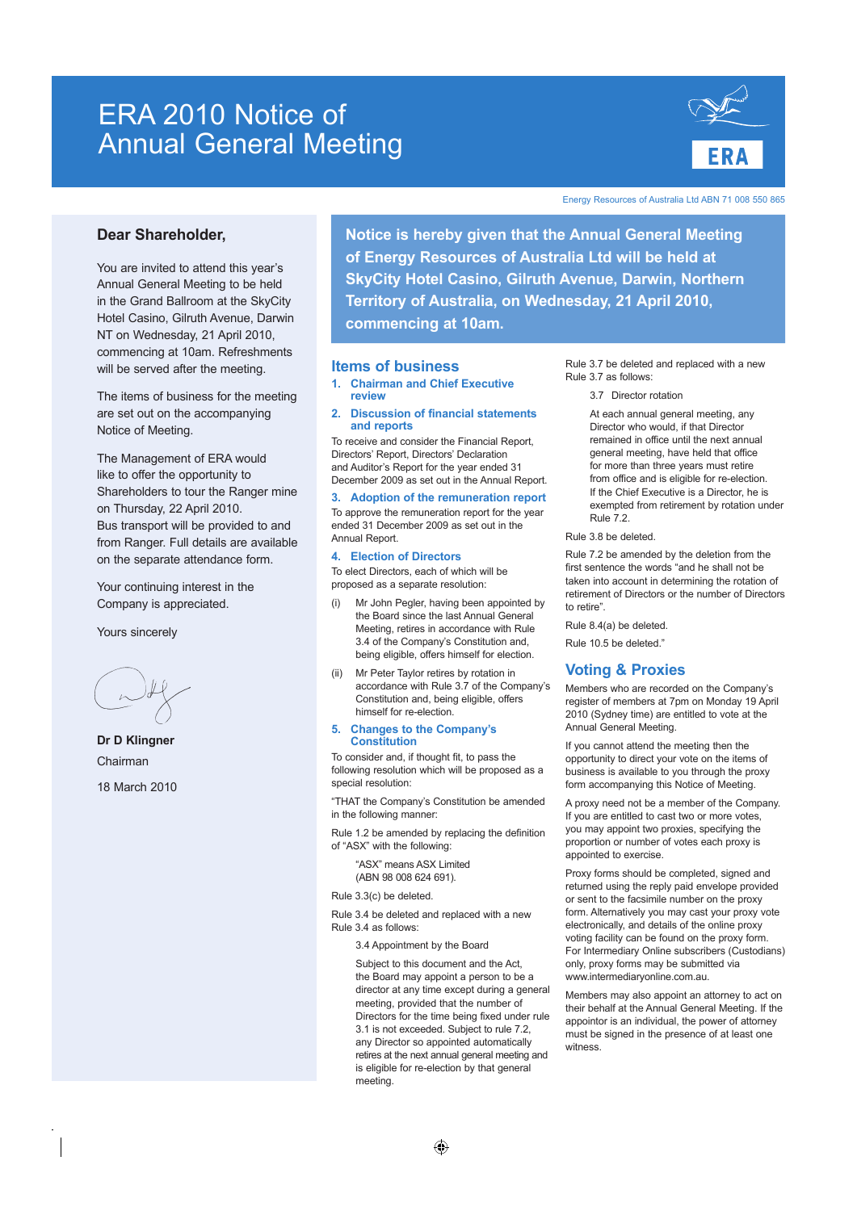# ERA 2010 Notice of Annual General Meeting

Energy Resources of Australia Ltd ABN 71 008 550 865

**Dear Shareholder,**

You are invited to attend this year's Annual General Meeting to be held in the Grand Ballroom at the SkyCity Hotel Casino, Gilruth Avenue, Darwin NT on Wednesday, 21 April 2010, commencing at 10am. Refreshments will be served after the meeting.

The items of business for the meeting are set out on the accompanying Notice of Meeting.

The Management of ERA would like to offer the opportunity to Shareholders to tour the Ranger mine on Thursday, 22 April 2010. Bus transport will be provided to and from Ranger. Full details are available on the separate attendance form.

Your continuing interest in the Company is appreciated.

Yours sincerely

**Dr D Klingner**
Chairman

18 March 2010

**Notice is hereby given that the Annual General Meeting of Energy Resources of Australia Ltd will be held at SkyCity Hotel Casino, Gilruth Avenue, Darwin, Northern Territory of Australia, on Wednesday, 21 April 2010, commencing at 10am.**

## Items of business

### 1. Chairman and Chief Executive review

### 2. Discussion of financial statements and reports

To receive and consider the Financial Report, Directors' Report, Directors' Declaration and Auditor's Report for the year ended 31 December 2009 as set out in the Annual Report.

### 3. Adoption of the remuneration report

To approve the remuneration report for the year ended 31 December 2009 as set out in the Annual Report.

### 4. Election of Directors

To elect Directors, each of which will be proposed as a separate resolution:

(i) Mr John Pegler, having been appointed by the Board since the last Annual General Meeting, retires in accordance with Rule 3.4 of the Company's Constitution and, being eligible, offers himself for election.

(ii) Mr Peter Taylor retires by rotation in accordance with Rule 3.7 of the Company's Constitution and, being eligible, offers himself for re-election.

### 5. Changes to the Company's Constitution

To consider and, if thought fit, to pass the following resolution which will be proposed as a special resolution:

"THAT the Company's Constitution be amended in the following manner:

Rule 1.2 be amended by replacing the definition of "ASX" with the following:

> "ASX" means ASX Limited (ABN 98 008 624 691).

Rule 3.3(c) be deleted.

Rule 3.4 be deleted and replaced with a new Rule 3.4 as follows:

> 3.4 Appointment by the Board
>
> Subject to this document and the Act, the Board may appoint a person to be a director at any time except during a general meeting, provided that the number of Directors for the time being fixed under rule 3.1 is not exceeded. Subject to rule 7.2, any Director so appointed automatically retires at the next annual general meeting and is eligible for re-election by that general meeting.

Rule 3.7 be deleted and replaced with a new Rule 3.7 as follows:

> 3.7 Director rotation
>
> At each annual general meeting, any Director who would, if that Director remained in office until the next annual general meeting, have held that office for more than three years must retire from office and is eligible for re-election. If the Chief Executive is a Director, he is exempted from retirement by rotation under Rule 7.2.

Rule 3.8 be deleted.

Rule 7.2 be amended by the deletion from the first sentence the words "and he shall not be taken into account in determining the rotation of retirement of Directors or the number of Directors to retire".

Rule 8.4(a) be deleted.

Rule 10.5 be deleted."

## Voting & Proxies

Members who are recorded on the Company's register of members at 7pm on Monday 19 April 2010 (Sydney time) are entitled to vote at the Annual General Meeting.

If you cannot attend the meeting then the opportunity to direct your vote on the items of business is available to you through the proxy form accompanying this Notice of Meeting.

A proxy need not be a member of the Company. If you are entitled to cast two or more votes, you may appoint two proxies, specifying the proportion or number of votes each proxy is appointed to exercise.

Proxy forms should be completed, signed and returned using the reply paid envelope provided or sent to the facsimile number on the proxy form. Alternatively you may cast your proxy vote electronically, and details of the online proxy voting facility can be found on the proxy form. For Intermediary Online subscribers (Custodians) only, proxy forms may be submitted via www.intermediaryonline.com.au.

Members may also appoint an attorney to act on their behalf at the Annual General Meeting. If the appointor is an individual, the power of attorney must be signed in the presence of at least one witness.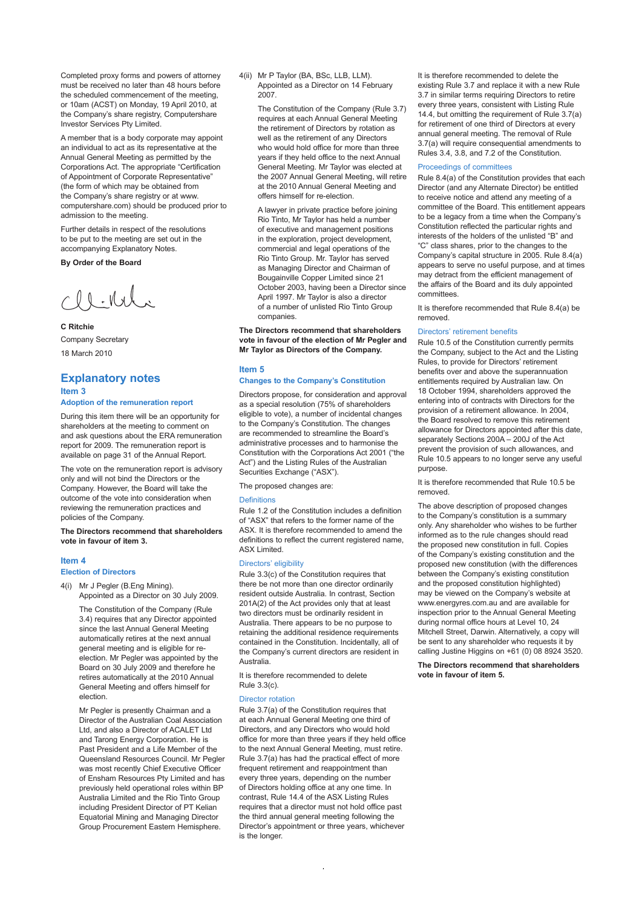Completed proxy forms and powers of attorney must be received no later than 48 hours before the scheduled commencement of the meeting, or 10am (ACST) on Monday, 19 April 2010, at the Company's share registry, Computershare Investor Services Pty Limited.

A member that is a body corporate may appoint an individual to act as its representative at the Annual General Meeting as permitted by the Corporations Act. The appropriate "Certification of Appointment of Corporate Representative" (the form of which may be obtained from the Company's share registry or at www.computershare.com) should be produced prior to admission to the meeting.

Further details in respect of the resolutions to be put to the meeting are set out in the accompanying Explanatory Notes.

**By Order of the Board**

C Ritchie
Company Secretary
18 March 2010

# Explanatory notes

## Item 3

### Adoption of the remuneration report

During this item there will be an opportunity for shareholders at the meeting to comment on and ask questions about the ERA remuneration report for 2009. The remuneration report is available on page 31 of the Annual Report.

The vote on the remuneration report is advisory only and will not bind the Directors or the Company. However, the Board will take the outcome of the vote into consideration when reviewing the remuneration practices and policies of the Company.

**The Directors recommend that shareholders vote in favour of item 3.**

## Item 4

### Election of Directors

4(i) Mr J Pegler (B.Eng Mining). Appointed as a Director on 30 July 2009.

The Constitution of the Company (Rule 3.4) requires that any Director appointed since the last Annual General Meeting automatically retires at the next annual general meeting and is eligible for re-election. Mr Pegler was appointed by the Board on 30 July 2009 and therefore he retires automatically at the 2010 Annual General Meeting and offers himself for election.

Mr Pegler is presently Chairman and a Director of the Australian Coal Association Ltd, and also a Director of ACALET Ltd and Tarong Energy Corporation. He is Past President and a Life Member of the Queensland Resources Council. Mr Pegler was most recently Chief Executive Officer of Ensham Resources Pty Limited and has previously held operational roles within BP Australia Limited and the Rio Tinto Group including President Director of PT Kelian Equatorial Mining and Managing Director Group Procurement Eastern Hemisphere.

4(ii) Mr P Taylor (BA, BSc, LLB, LLM). Appointed as a Director on 14 February 2007.

The Constitution of the Company (Rule 3.7) requires at each Annual General Meeting the retirement of Directors by rotation as well as the retirement of any Directors who would hold office for more than three years if they held office to the next Annual General Meeting. Mr Taylor was elected at the 2007 Annual General Meeting, will retire at the 2010 Annual General Meeting and offers himself for re-election.

A lawyer in private practice before joining Rio Tinto, Mr Taylor has held a number of executive and management positions in the exploration, project development, commercial and legal operations of the Rio Tinto Group. Mr. Taylor has served as Managing Director and Chairman of Bougainville Copper Limited since 21 October 2003, having been a Director since April 1997. Mr Taylor is also a director of a number of unlisted Rio Tinto Group companies.

**The Directors recommend that shareholders vote in favour of the election of Mr Pegler and Mr Taylor as Directors of the Company.**

## Item 5

### Changes to the Company's Constitution

Directors propose, for consideration and approval as a special resolution (75% of shareholders eligible to vote), a number of incidental changes to the Company's Constitution. The changes are recommended to streamline the Board's administrative processes and to harmonise the Constitution with the Corporations Act 2001 ("the Act") and the Listing Rules of the Australian Securities Exchange ("ASX").

The proposed changes are:

#### Definitions

Rule 1.2 of the Constitution includes a definition of "ASX" that refers to the former name of the ASX. It is therefore recommended to amend the definitions to reflect the current registered name, ASX Limited.

#### Directors' eligibility

Rule 3.3(c) of the Constitution requires that there be not more than one director ordinarily resident outside Australia. In contrast, Section 201A(2) of the Act provides only that at least two directors must be ordinarily resident in Australia. There appears to be no purpose to retaining the additional residence requirements contained in the Constitution. Incidentally, all of the Company's current directors are resident in Australia.

It is therefore recommended to delete Rule 3.3(c).

#### Director rotation

Rule 3.7(a) of the Constitution requires that at each Annual General Meeting one third of Directors, and any Directors who would hold office for more than three years if they held office to the next Annual General Meeting, must retire. Rule 3.7(a) has had the practical effect of more frequent retirement and reappointment than every three years, depending on the number of Directors holding office at any one time. In contrast, Rule 14.4 of the ASX Listing Rules requires that a director must not hold office past the third annual general meeting following the Director's appointment or three years, whichever is the longer.

It is therefore recommended to delete the existing Rule 3.7 and replace it with a new Rule 3.7 in similar terms requiring Directors to retire every three years, consistent with Listing Rule 14.4, but omitting the requirement of Rule 3.7(a) for retirement of one third of Directors at every annual general meeting. The removal of Rule 3.7(a) will require consequential amendments to Rules 3.4, 3.8, and 7.2 of the Constitution.

#### Proceedings of committees

Rule 8.4(a) of the Constitution provides that each Director (and any Alternate Director) be entitled to receive notice and attend any meeting of a committee of the Board. This entitlement appears to be a legacy from a time when the Company's Constitution reflected the particular rights and interests of the holders of the unlisted "B" and "C" class shares, prior to the changes to the Company's capital structure in 2005. Rule 8.4(a) appears to serve no useful purpose, and at times may detract from the efficient management of the affairs of the Board and its duly appointed committees.

It is therefore recommended that Rule 8.4(a) be removed.

#### Directors' retirement benefits

Rule 10.5 of the Constitution currently permits the Company, subject to the Act and the Listing Rules, to provide for Directors' retirement benefits over and above the superannuation entitlements required by Australian law. On 18 October 1994, shareholders approved the entering into of contracts with Directors for the provision of a retirement allowance. In 2004, the Board resolved to remove this retirement allowance for Directors appointed after this date, separately Sections 200A – 200J of the Act prevent the provision of such allowances, and Rule 10.5 appears to no longer serve any useful purpose.

It is therefore recommended that Rule 10.5 be removed.

The above description of proposed changes to the Company's constitution is a summary only. Any shareholder who wishes to be further informed as to the rule changes should read the proposed new constitution in full. Copies of the Company's existing constitution and the proposed new constitution (with the differences between the Company's existing constitution and the proposed constitution highlighted) may be viewed on the Company's website at www.energyres.com.au and are available for inspection prior to the Annual General Meeting during normal office hours at Level 10, 24 Mitchell Street, Darwin. Alternatively, a copy will be sent to any shareholder who requests it by calling Justine Higgins on +61 (0) 08 8924 3520.

**The Directors recommend that shareholders vote in favour of item 5.**